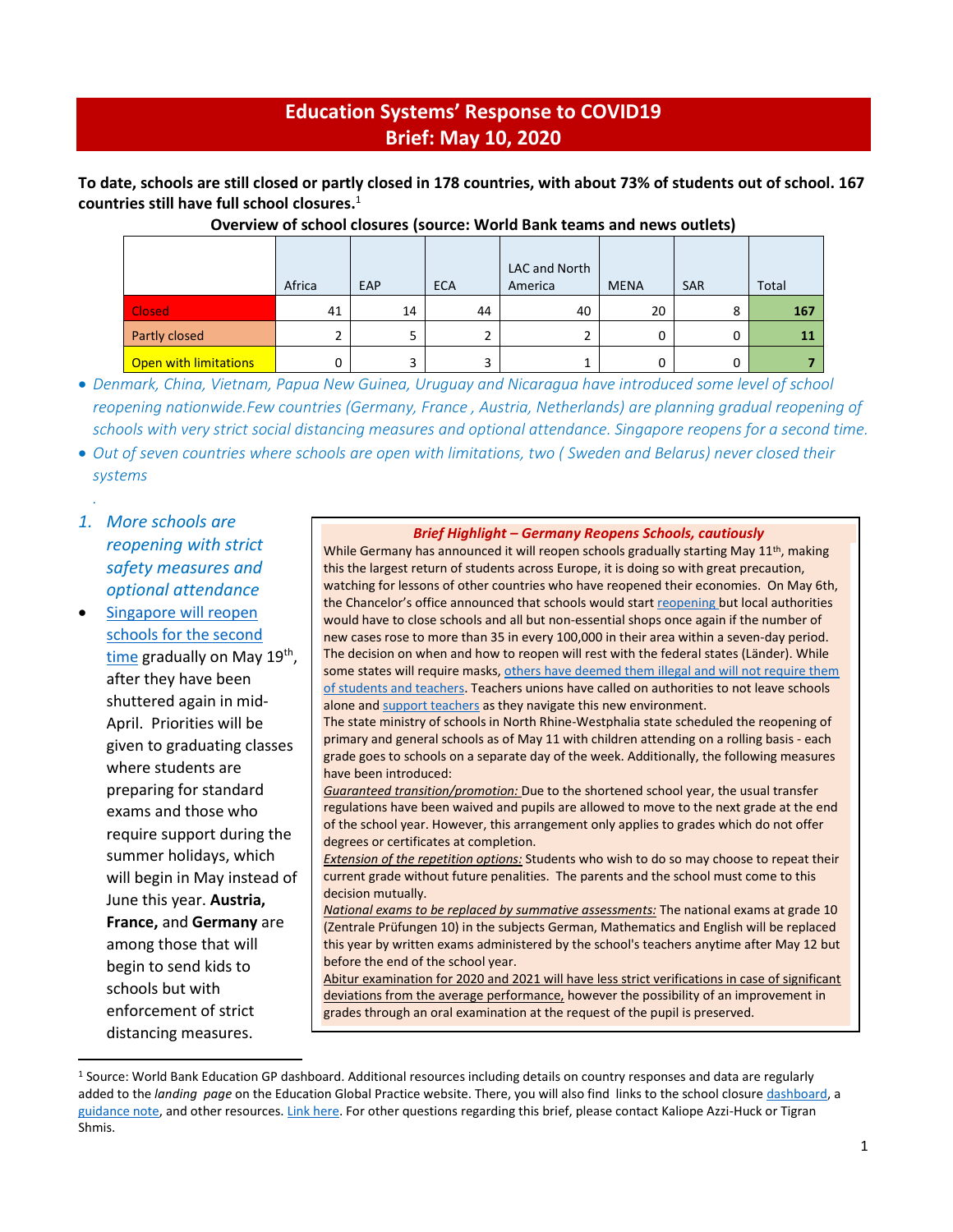# Education Systems' Response to COVID19
# Brief: May 10, 2020

**To date, schools are still closed or partly closed in 178 countries, with about 73% of students out of school. 167 countries still have full school closures.**[1]

**Overview of school closures (source: World Bank teams and news outlets)**

| | Africa | EAP | ECA | LAC and North America | MENA | SAR | Total |
|---|---|---|---|---|---|---|---|
| Closed | 41 | 14 | 44 | 40 | 20 | 8 | **167** |
| Partly closed | 2 | 5 | 2 | 2 | 0 | 0 | **11** |
| Open with limitations | 0 | 3 | 3 | 1 | 0 | 0 | **7** |

- *Denmark, China, Vietnam, Papua New Guinea, Uruguay and Nicaragua have introduced some level of school reopening nationwide.Few countries (Germany, France , Austria, Netherlands) are planning gradual reopening of schools with very strict social distancing measures and optional attendance. Singapore reopens for a second time.*
- *Out of seven countries where schools are open with limitations, two ( Sweden and Belarus) never closed their systems*

## 1. *More schools are reopening with strict safety measures and optional attendance*

- Singapore will reopen schools for the second time gradually on May 19th, after they have been shuttered again in mid-April. Priorities will be given to graduating classes where students are preparing for standard exams and those who require support during the summer holidays, which will begin in May instead of June this year. **Austria, France,** and **Germany** are among those that will begin to send kids to schools but with enforcement of strict distancing measures.

### *Brief Highlight – Germany Reopens Schools, cautiously*

While Germany has announced it will reopen schools gradually starting May 11th, making this the largest return of students across Europe, it is doing so with great precaution, watching for lessons of other countries who have reopened their economies. On May 6th, the Chancelor's office announced that schools would start reopening but local authorities would have to close schools and all but non-essential shops once again if the number of new cases rose to more than 35 in every 100,000 in their area within a seven-day period. The decision on when and how to reopen will rest with the federal states (Länder). While some states will require masks, others have deemed them illegal and will not require them of students and teachers. Teachers unions have called on authorities to not leave schools alone and support teachers as they navigate this new environment.

The state ministry of schools in North Rhine-Westphalia state scheduled the reopening of primary and general schools as of May 11 with children attending on a rolling basis - each grade goes to schools on a separate day of the week. Additionally, the following measures have been introduced:

*Guaranteed transition/promotion:* Due to the shortened school year, the usual transfer regulations have been waived and pupils are allowed to move to the next grade at the end of the school year. However, this arrangement only applies to grades which do not offer degrees or certificates at completion.

*Extension of the repetition options:* Students who wish to do so may choose to repeat their current grade without future penalties. The parents and the school must come to this decision mutually.

*National exams to be replaced by summative assessments:* The national exams at grade 10 (Zentrale Prüfungen 10) in the subjects German, Mathematics and English will be replaced this year by written exams administered by the school's teachers anytime after May 12 but before the end of the school year.

Abitur examination for 2020 and 2021 will have less strict verifications in case of significant deviations from the average performance, however the possibility of an improvement in grades through an oral examination at the request of the pupil is preserved.

---

[1] Source: World Bank Education GP dashboard. Additional resources including details on country responses and data are regularly added to the *landing page* on the Education Global Practice website. There, you will also find links to the school closure dashboard, a guidance note, and other resources. Link here. For other questions regarding this brief, please contact Kaliope Azzi-Huck or Tigran Shmis.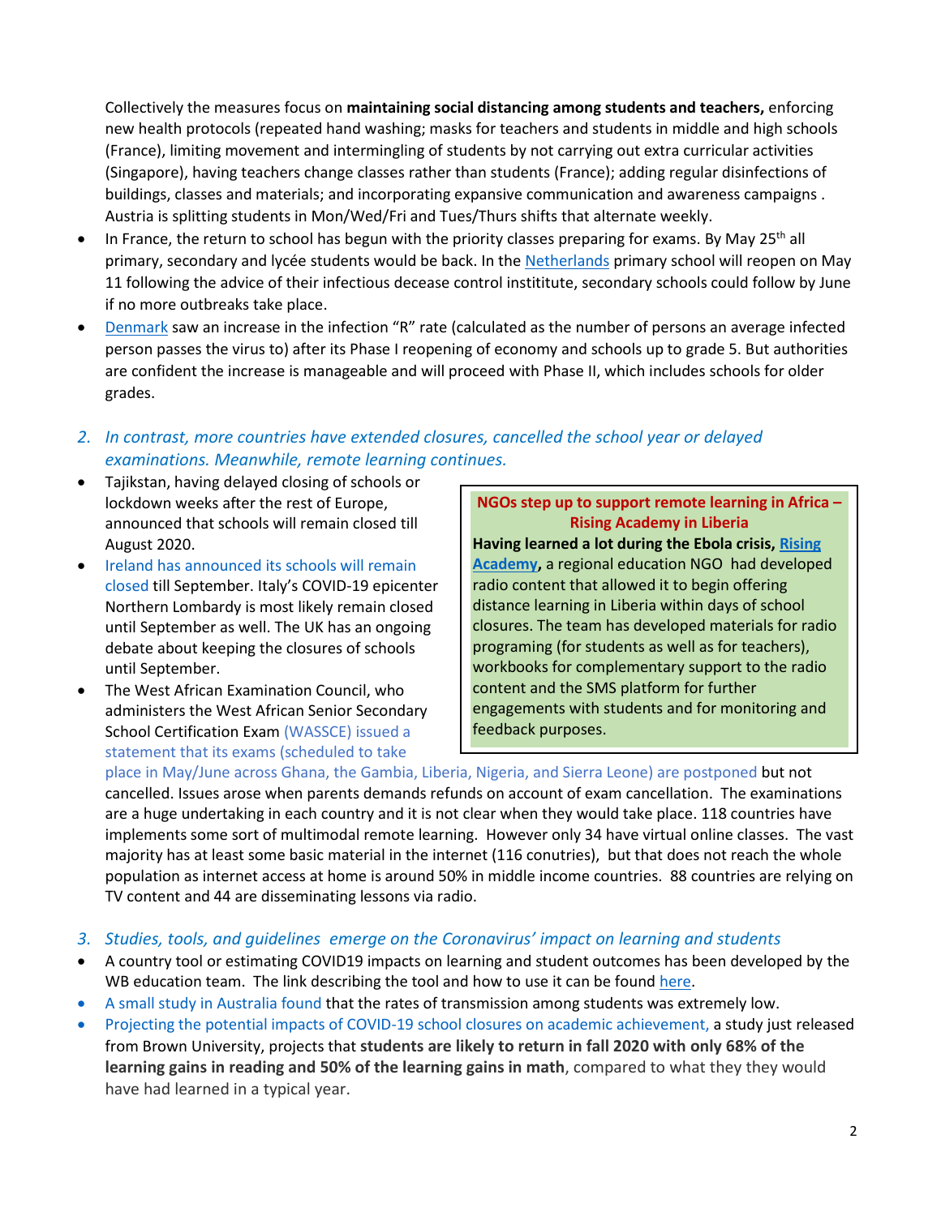Collectively the measures focus on **maintaining social distancing among students and teachers,** enforcing new health protocols (repeated hand washing; masks for teachers and students in middle and high schools (France), limiting movement and intermingling of students by not carrying out extra curricular activities (Singapore), having teachers change classes rather than students (France); adding regular disinfections of buildings, classes and materials; and incorporating expansive communication and awareness campaigns . Austria is splitting students in Mon/Wed/Fri and Tues/Thurs shifts that alternate weekly.

- In France, the return to school has begun with the priority classes preparing for exams. By May 25th all primary, secondary and lycée students would be back. In the Netherlands primary school will reopen on May 11 following the advice of their infectious decease control instititute, secondary schools could follow by June if no more outbreaks take place.
- Denmark saw an increase in the infection "R" rate (calculated as the number of persons an average infected person passes the virus to) after its Phase I reopening of economy and schools up to grade 5. But authorities are confident the increase is manageable and will proceed with Phase II, which includes schools for older grades.

## 2. *In contrast, more countries have extended closures, cancelled the school year or delayed examinations. Meanwhile, remote learning continues.*

- Tajikstan, having delayed closing of schools or lockdown weeks after the rest of Europe, announced that schools will remain closed till August 2020.
- Ireland has announced its schools will remain closed till September. Italy's COVID-19 epicenter Northern Lombardy is most likely remain closed until September as well. The UK has an ongoing debate about keeping the closures of schools until September.
- The West African Examination Council, who administers the West African Senior Secondary School Certification Exam (WASSCE) issued a statement that its exams (scheduled to take place in May/June across Ghana, the Gambia, Liberia, Nigeria, and Sierra Leone) are postponed but not cancelled. Issues arose when parents demands refunds on account of exam cancellation. The examinations are a huge undertaking in each country and it is not clear when they would take place. 118 countries have implements some sort of multimodal remote learning. However only 34 have virtual online classes. The vast majority has at least some basic material in the internet (116 conutries), but that does not reach the whole population as internet access at home is around 50% in middle income countries. 88 countries are relying on TV content and 44 are disseminating lessons via radio.

> **NGOs step up to support remote learning in Africa – Rising Academy in Liberia**
>
> **Having learned a lot during the Ebola crisis, Rising Academy,** a regional education NGO had developed radio content that allowed it to begin offering distance learning in Liberia within days of school closures. The team has developed materials for radio programing (for students as well as for teachers), workbooks for complementary support to the radio content and the SMS platform for further engagements with students and for monitoring and feedback purposes.

## 3. *Studies, tools, and guidelines emerge on the Coronavirus' impact on learning and students*

- A country tool or estimating COVID19 impacts on learning and student outcomes has been developed by the WB education team. The link describing the tool and how to use it can be found here.
- A small study in Australia found that the rates of transmission among students was extremely low.
- Projecting the potential impacts of COVID-19 school closures on academic achievement, a study just released from Brown University, projects that **students are likely to return in fall 2020 with only 68% of the learning gains in reading and 50% of the learning gains in math**, compared to what they they would have had learned in a typical year.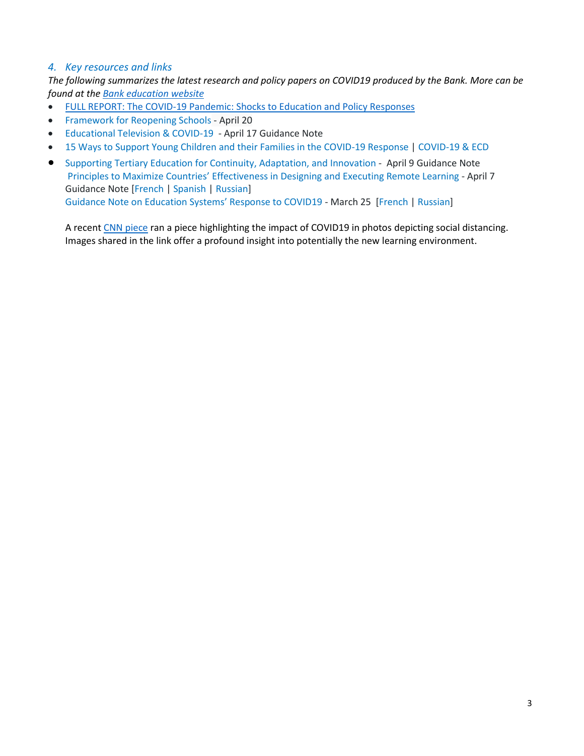### *4. Key resources and links*

*The following summarizes the latest research and policy papers on COVID19 produced by the Bank. More can be found at the Bank education website*

- FULL REPORT: The COVID-19 Pandemic: Shocks to Education and Policy Responses
- Framework for Reopening Schools - April 20
- Educational Television & COVID-19 - April 17 Guidance Note
- 15 Ways to Support Young Children and their Families in the COVID-19 Response | COVID-19 & ECD
- Supporting Tertiary Education for Continuity, Adaptation, and Innovation - April 9 Guidance Note
  Principles to Maximize Countries' Effectiveness in Designing and Executing Remote Learning - April 7 Guidance Note [French | Spanish | Russian]
  Guidance Note on Education Systems' Response to COVID19 - March 25 [French | Russian]

A recent CNN piece ran a piece highlighting the impact of COVID19 in photos depicting social distancing. Images shared in the link offer a profound insight into potentially the new learning environment.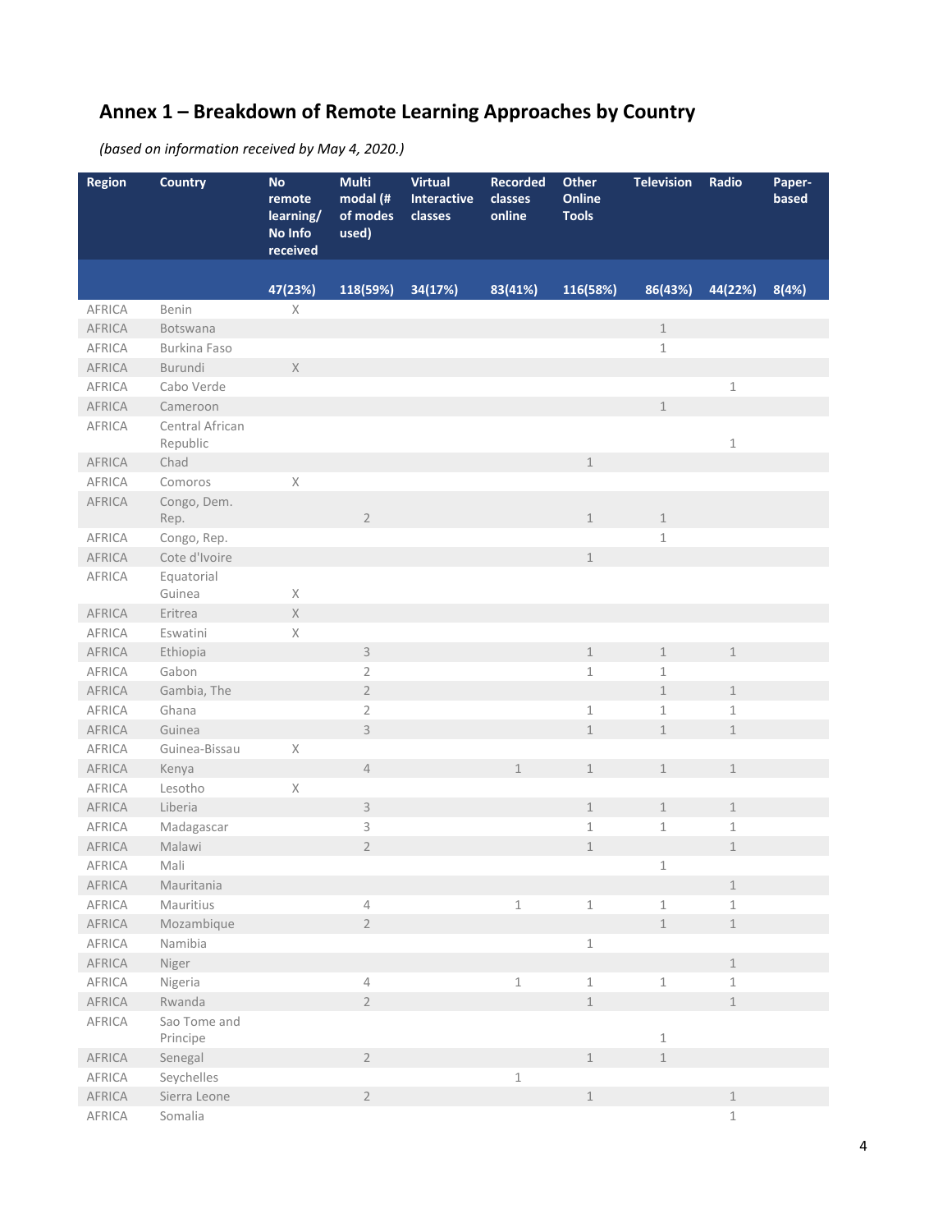## Annex 1 – Breakdown of Remote Learning Approaches by Country

*(based on information received by May 4, 2020.)*

| Region | Country | No remote learning/ No Info received | Multi modal (# of modes used) | Virtual Interactive classes | Recorded classes online | Other Online Tools | Television | Radio | Paper-based |
|---|---|---|---|---|---|---|---|---|---|
| | | 47(23%) | 118(59%) | 34(17%) | 83(41%) | 116(58%) | 86(43%) | 44(22%) | 8(4%) |
| AFRICA | Benin | X | | | | | | | |
| AFRICA | Botswana | | | | | | 1 | | |
| AFRICA | Burkina Faso | | | | | | 1 | | |
| AFRICA | Burundi | X | | | | | | | |
| AFRICA | Cabo Verde | | | | | | | 1 | |
| AFRICA | Cameroon | | | | | | 1 | | |
| AFRICA | Central African Republic | | | | | | | 1 | |
| AFRICA | Chad | | | | | 1 | | | |
| AFRICA | Comoros | X | | | | | | | |
| AFRICA | Congo, Dem. Rep. | | 2 | | | 1 | 1 | | |
| AFRICA | Congo, Rep. | | | | | | 1 | | |
| AFRICA | Cote d'Ivoire | | | | | 1 | | | |
| AFRICA | Equatorial Guinea | X | | | | | | | |
| AFRICA | Eritrea | X | | | | | | | |
| AFRICA | Eswatini | X | | | | | | | |
| AFRICA | Ethiopia | | 3 | | | 1 | 1 | 1 | |
| AFRICA | Gabon | | 2 | | | 1 | 1 | | |
| AFRICA | Gambia, The | | 2 | | | | 1 | 1 | |
| AFRICA | Ghana | | 2 | | | 1 | 1 | 1 | |
| AFRICA | Guinea | | 3 | | | 1 | 1 | 1 | |
| AFRICA | Guinea-Bissau | X | | | | | | | |
| AFRICA | Kenya | | 4 | | 1 | 1 | 1 | 1 | |
| AFRICA | Lesotho | X | | | | | | | |
| AFRICA | Liberia | | 3 | | | 1 | 1 | 1 | |
| AFRICA | Madagascar | | 3 | | | 1 | 1 | 1 | |
| AFRICA | Malawi | | 2 | | | 1 | | 1 | |
| AFRICA | Mali | | | | | | 1 | | |
| AFRICA | Mauritania | | | | | | | 1 | |
| AFRICA | Mauritius | | 4 | | 1 | 1 | 1 | 1 | |
| AFRICA | Mozambique | | 2 | | | | 1 | 1 | |
| AFRICA | Namibia | | | | | 1 | | | |
| AFRICA | Niger | | | | | | | 1 | |
| AFRICA | Nigeria | | 4 | | 1 | 1 | 1 | 1 | |
| AFRICA | Rwanda | | 2 | | | 1 | | 1 | |
| AFRICA | Sao Tome and Principe | | | | | | 1 | | |
| AFRICA | Senegal | | 2 | | | 1 | 1 | | |
| AFRICA | Seychelles | | | | 1 | | | | |
| AFRICA | Sierra Leone | | 2 | | | 1 | | 1 | |
| AFRICA | Somalia | | | | | | | 1 | |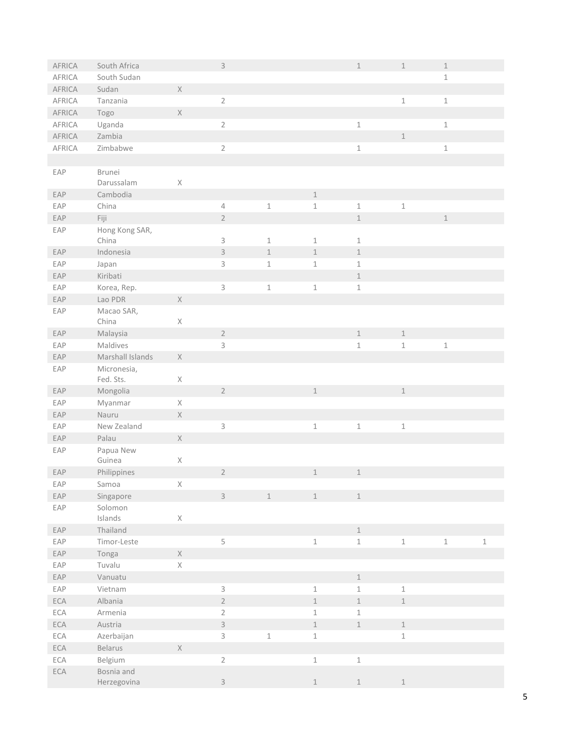| | | | | | | | | | |
|---|---|---|---|---|---|---|---|---|---|
| AFRICA | South Africa | | 3 | | | 1 | 1 | 1 | |
| AFRICA | South Sudan | | | | | | | 1 | |
| AFRICA | Sudan | X | | | | | | | |
| AFRICA | Tanzania | | 2 | | | | 1 | 1 | |
| AFRICA | Togo | X | | | | | | | |
| AFRICA | Uganda | | 2 | | | 1 | | 1 | |
| AFRICA | Zambia | | | | | | 1 | | |
| AFRICA | Zimbabwe | | 2 | | | 1 | | 1 | |
| | | | | | | | | | |
| EAP | Brunei Darussalam | X | | | | | | | |
| EAP | Cambodia | | | | 1 | | | | |
| EAP | China | | 4 | 1 | 1 | 1 | 1 | | |
| EAP | Fiji | | 2 | | | 1 | | 1 | |
| EAP | Hong Kong SAR, China | | 3 | 1 | 1 | 1 | | | |
| EAP | Indonesia | | 3 | 1 | 1 | 1 | | | |
| EAP | Japan | | 3 | 1 | 1 | 1 | | | |
| EAP | Kiribati | | | | | 1 | | | |
| EAP | Korea, Rep. | | 3 | 1 | 1 | 1 | | | |
| EAP | Lao PDR | X | | | | | | | |
| EAP | Macao SAR, China | X | | | | | | | |
| EAP | Malaysia | | 2 | | | 1 | 1 | | |
| EAP | Maldives | | 3 | | | 1 | 1 | 1 | |
| EAP | Marshall Islands | X | | | | | | | |
| EAP | Micronesia, Fed. Sts. | X | | | | | | | |
| EAP | Mongolia | | 2 | | 1 | | 1 | | |
| EAP | Myanmar | X | | | | | | | |
| EAP | Nauru | X | | | | | | | |
| EAP | New Zealand | | 3 | | 1 | 1 | 1 | | |
| EAP | Palau | X | | | | | | | |
| EAP | Papua New Guinea | X | | | | | | | |
| EAP | Philippines | | 2 | | 1 | 1 | | | |
| EAP | Samoa | X | | | | | | | |
| EAP | Singapore | | 3 | 1 | 1 | 1 | | | |
| EAP | Solomon Islands | X | | | | | | | |
| EAP | Thailand | | | | | 1 | | | |
| EAP | Timor-Leste | | 5 | | 1 | 1 | 1 | 1 | 1 |
| EAP | Tonga | X | | | | | | | |
| EAP | Tuvalu | X | | | | | | | |
| EAP | Vanuatu | | | | | 1 | | | |
| EAP | Vietnam | | 3 | | 1 | 1 | 1 | | |
| ECA | Albania | | 2 | | 1 | 1 | 1 | | |
| ECA | Armenia | | 2 | | 1 | 1 | | | |
| ECA | Austria | | 3 | | 1 | 1 | 1 | | |
| ECA | Azerbaijan | | 3 | 1 | 1 | | 1 | | |
| ECA | Belarus | X | | | | | | | |
| ECA | Belgium | | 2 | | 1 | 1 | | | |
| ECA | Bosnia and Herzegovina | | 3 | | 1 | 1 | 1 | | |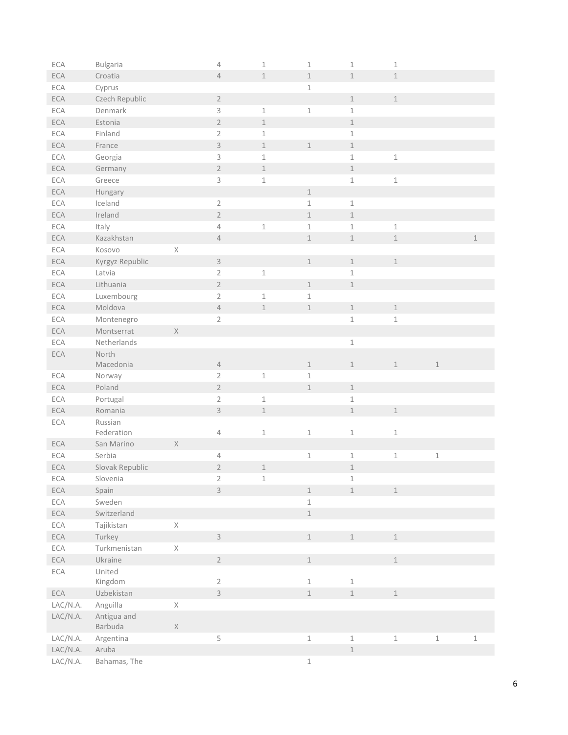| | | | | | | | | | |
|---|---|---|---|---|---|---|---|---|---|
| ECA | Bulgaria | | 4 | 1 | 1 | 1 | 1 | | |
| ECA | Croatia | | 4 | 1 | 1 | 1 | 1 | | |
| ECA | Cyprus | | | | 1 | | | | |
| ECA | Czech Republic | | 2 | | | 1 | 1 | | |
| ECA | Denmark | | 3 | 1 | 1 | 1 | | | |
| ECA | Estonia | | 2 | 1 | | 1 | | | |
| ECA | Finland | | 2 | 1 | | 1 | | | |
| ECA | France | | 3 | 1 | 1 | 1 | | | |
| ECA | Georgia | | 3 | 1 | | 1 | 1 | | |
| ECA | Germany | | 2 | 1 | | 1 | | | |
| ECA | Greece | | 3 | 1 | | 1 | 1 | | |
| ECA | Hungary | | | | 1 | | | | |
| ECA | Iceland | | 2 | | 1 | 1 | | | |
| ECA | Ireland | | 2 | | 1 | 1 | | | |
| ECA | Italy | | 4 | 1 | 1 | 1 | 1 | | |
| ECA | Kazakhstan | | 4 | | 1 | 1 | 1 | | 1 |
| ECA | Kosovo | X | | | | | | | |
| ECA | Kyrgyz Republic | | 3 | | 1 | 1 | 1 | | |
| ECA | Latvia | | 2 | 1 | | 1 | | | |
| ECA | Lithuania | | 2 | | 1 | 1 | | | |
| ECA | Luxembourg | | 2 | 1 | 1 | | | | |
| ECA | Moldova | | 4 | 1 | 1 | 1 | 1 | | |
| ECA | Montenegro | | 2 | | | 1 | 1 | | |
| ECA | Montserrat | X | | | | | | | |
| ECA | Netherlands | | | | | 1 | | | |
| ECA | North Macedonia | | 4 | | 1 | 1 | 1 | 1 | |
| ECA | Norway | | 2 | 1 | 1 | | | | |
| ECA | Poland | | 2 | | 1 | 1 | | | |
| ECA | Portugal | | 2 | 1 | | 1 | | | |
| ECA | Romania | | 3 | 1 | | 1 | 1 | | |
| ECA | Russian Federation | | 4 | 1 | 1 | 1 | 1 | | |
| ECA | San Marino | X | | | | | | | |
| ECA | Serbia | | 4 | | 1 | 1 | 1 | 1 | |
| ECA | Slovak Republic | | 2 | 1 | | 1 | | | |
| ECA | Slovenia | | 2 | 1 | | 1 | | | |
| ECA | Spain | | 3 | | 1 | 1 | 1 | | |
| ECA | Sweden | | | | 1 | | | | |
| ECA | Switzerland | | | | 1 | | | | |
| ECA | Tajikistan | X | | | | | | | |
| ECA | Turkey | | 3 | | 1 | 1 | 1 | | |
| ECA | Turkmenistan | X | | | | | | | |
| ECA | Ukraine | | 2 | | 1 | | 1 | | |
| ECA | United Kingdom | | 2 | | 1 | 1 | | | |
| ECA | Uzbekistan | | 3 | | 1 | 1 | 1 | | |
| LAC/N.A. | Anguilla | X | | | | | | | |
| LAC/N.A. | Antigua and Barbuda | X | | | | | | | |
| LAC/N.A. | Argentina | | 5 | | 1 | 1 | 1 | 1 | 1 |
| LAC/N.A. | Aruba | | | | | 1 | | | |
| LAC/N.A. | Bahamas, The | | | | 1 | | | | |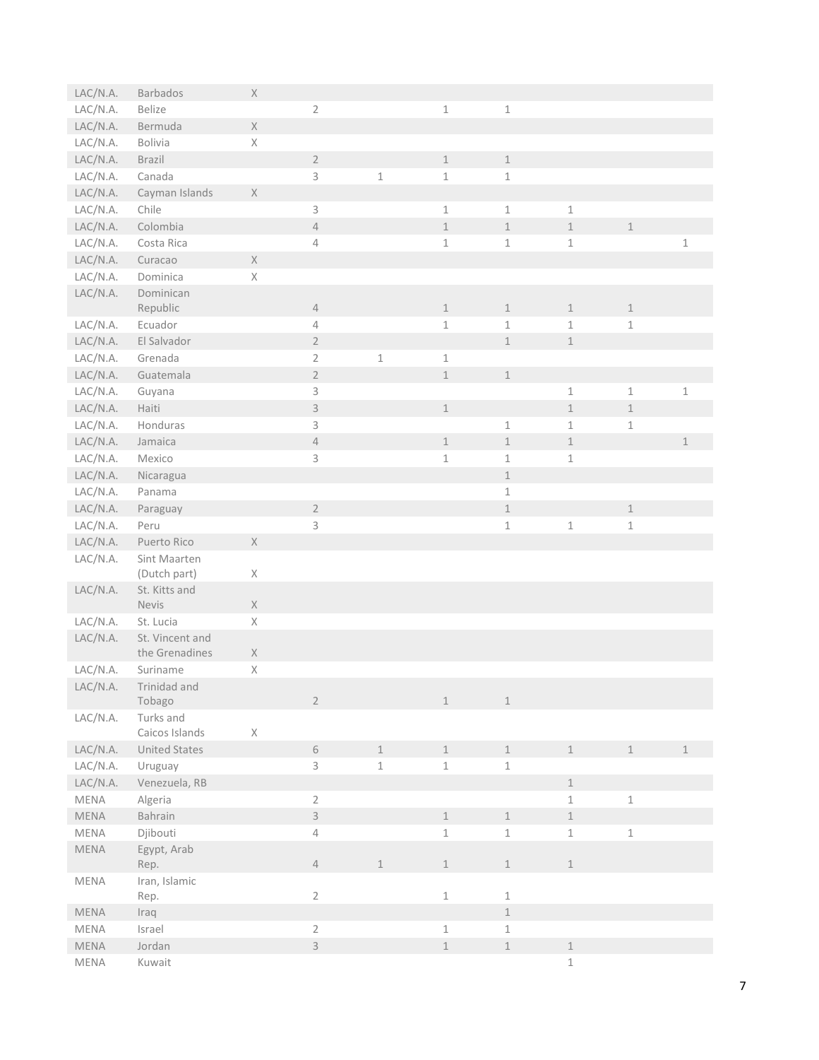| | | | | | | | | | |
|---|---|---|---|---|---|---|---|---|---|
| LAC/N.A. | Barbados | X | | | | | | | |
| LAC/N.A. | Belize | | 2 | | 1 | 1 | | | |
| LAC/N.A. | Bermuda | X | | | | | | | |
| LAC/N.A. | Bolivia | X | | | | | | | |
| LAC/N.A. | Brazil | | 2 | | 1 | 1 | | | |
| LAC/N.A. | Canada | | 3 | 1 | 1 | 1 | | | |
| LAC/N.A. | Cayman Islands | X | | | | | | | |
| LAC/N.A. | Chile | | 3 | | 1 | 1 | 1 | | |
| LAC/N.A. | Colombia | | 4 | | 1 | 1 | 1 | 1 | |
| LAC/N.A. | Costa Rica | | 4 | | 1 | 1 | 1 | | 1 |
| LAC/N.A. | Curacao | X | | | | | | | |
| LAC/N.A. | Dominica | X | | | | | | | |
| LAC/N.A. | Dominican Republic | | 4 | | 1 | 1 | 1 | 1 | |
| LAC/N.A. | Ecuador | | 4 | | 1 | 1 | 1 | 1 | |
| LAC/N.A. | El Salvador | | 2 | | | 1 | 1 | | |
| LAC/N.A. | Grenada | | 2 | 1 | 1 | | | | |
| LAC/N.A. | Guatemala | | 2 | | 1 | 1 | | | |
| LAC/N.A. | Guyana | | 3 | | | | 1 | 1 | 1 |
| LAC/N.A. | Haiti | | 3 | | 1 | | 1 | 1 | |
| LAC/N.A. | Honduras | | 3 | | | 1 | 1 | 1 | |
| LAC/N.A. | Jamaica | | 4 | | 1 | 1 | 1 | | 1 |
| LAC/N.A. | Mexico | | 3 | | 1 | 1 | 1 | | |
| LAC/N.A. | Nicaragua | | | | | 1 | | | |
| LAC/N.A. | Panama | | | | | 1 | | | |
| LAC/N.A. | Paraguay | | 2 | | | 1 | | 1 | |
| LAC/N.A. | Peru | | 3 | | | 1 | 1 | 1 | |
| LAC/N.A. | Puerto Rico | X | | | | | | | |
| LAC/N.A. | Sint Maarten (Dutch part) | X | | | | | | | |
| LAC/N.A. | St. Kitts and Nevis | X | | | | | | | |
| LAC/N.A. | St. Lucia | X | | | | | | | |
| LAC/N.A. | St. Vincent and the Grenadines | X | | | | | | | |
| LAC/N.A. | Suriname | X | | | | | | | |
| LAC/N.A. | Trinidad and Tobago | | 2 | | 1 | 1 | | | |
| LAC/N.A. | Turks and Caicos Islands | X | | | | | | | |
| LAC/N.A. | United States | | 6 | 1 | 1 | 1 | 1 | 1 | 1 |
| LAC/N.A. | Uruguay | | 3 | 1 | 1 | 1 | | | |
| LAC/N.A. | Venezuela, RB | | | | | | 1 | | |
| MENA | Algeria | | 2 | | | | 1 | 1 | |
| MENA | Bahrain | | 3 | | 1 | 1 | 1 | | |
| MENA | Djibouti | | 4 | | 1 | 1 | 1 | 1 | |
| MENA | Egypt, Arab Rep. | | 4 | 1 | 1 | 1 | 1 | | |
| MENA | Iran, Islamic Rep. | | 2 | | 1 | 1 | | | |
| MENA | Iraq | | | | | 1 | | | |
| MENA | Israel | | 2 | | 1 | 1 | | | |
| MENA | Jordan | | 3 | | 1 | 1 | 1 | | |
| MENA | Kuwait | | | | | | 1 | | |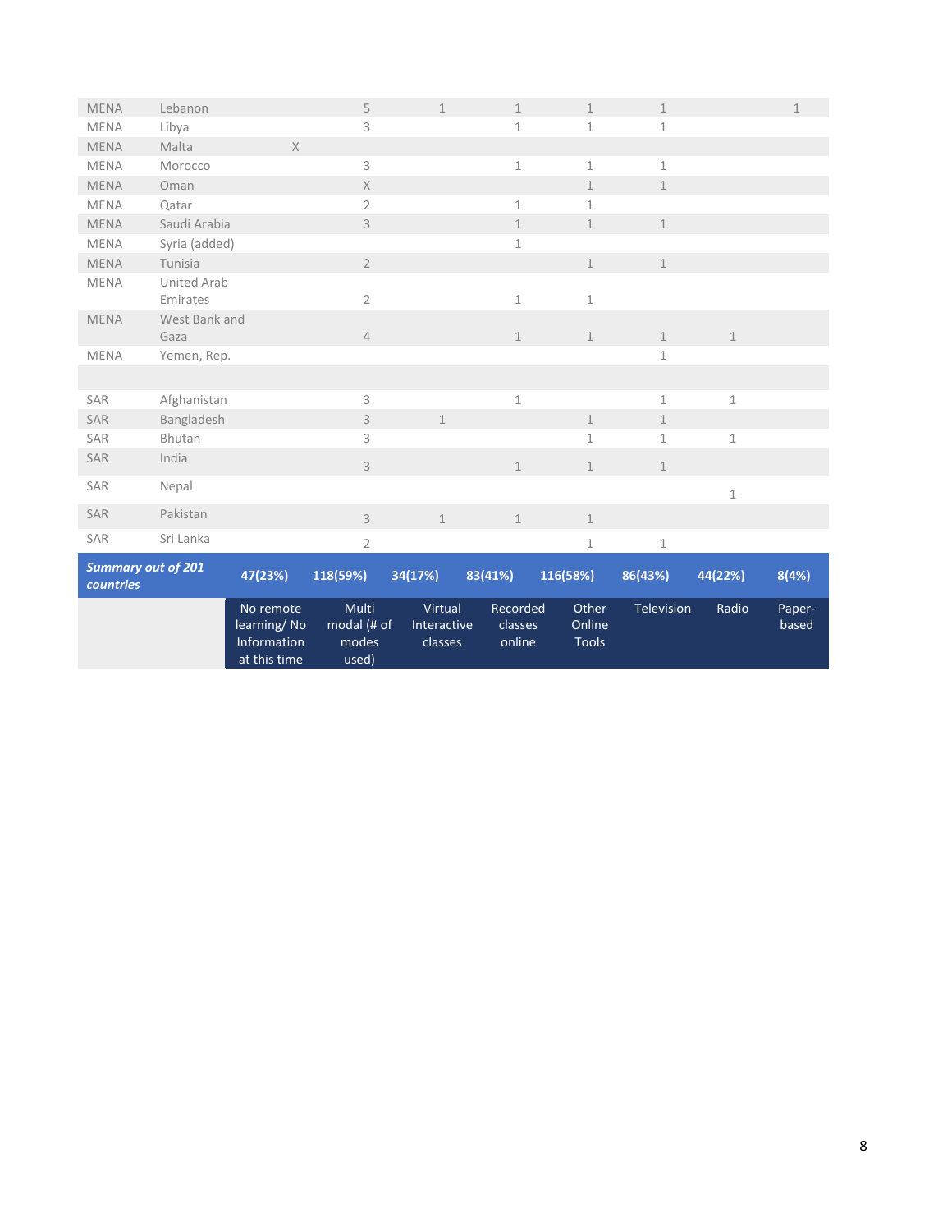| | | | | | | | | | |
|---|---|---|---|---|---|---|---|---|---|
| MENA | Lebanon | | 5 | 1 | 1 | 1 | 1 | | 1 |
| MENA | Libya | | 3 | | 1 | 1 | 1 | | |
| MENA | Malta | X | | | | | | | |
| MENA | Morocco | | 3 | | 1 | 1 | 1 | | |
| MENA | Oman | | X | | | 1 | 1 | | |
| MENA | Qatar | | 2 | | 1 | 1 | | | |
| MENA | Saudi Arabia | | 3 | | 1 | 1 | 1 | | |
| MENA | Syria (added) | | | | 1 | | | | |
| MENA | Tunisia | | 2 | | | 1 | 1 | | |
| MENA | United Arab Emirates | | 2 | | 1 | 1 | | | |
| MENA | West Bank and Gaza | | 4 | | 1 | 1 | 1 | 1 | |
| MENA | Yemen, Rep. | | | | | | 1 | | |
| | | | | | | | | | |
| SAR | Afghanistan | | 3 | | 1 | | 1 | 1 | |
| SAR | Bangladesh | | 3 | 1 | | 1 | 1 | | |
| SAR | Bhutan | | 3 | | | 1 | 1 | 1 | |
| SAR | India | | 3 | | 1 | 1 | 1 | | |
| SAR | Nepal | | | | | | | 1 | |
| SAR | Pakistan | | 3 | 1 | 1 | 1 | | | |
| SAR | Sri Lanka | | 2 | | | 1 | 1 | | |
| ***Summary out of 201 countries*** | | **47(23%)** | **118(59%)** | **34(17%)** | **83(41%)** | **116(58%)** | **86(43%)** | **44(22%)** | **8(4%)** |
| | | No remote learning/ No Information at this time | Multi modal (# of modes used) | Virtual Interactive classes | Recorded classes online | Other Online Tools | Television | Radio | Paper-based |